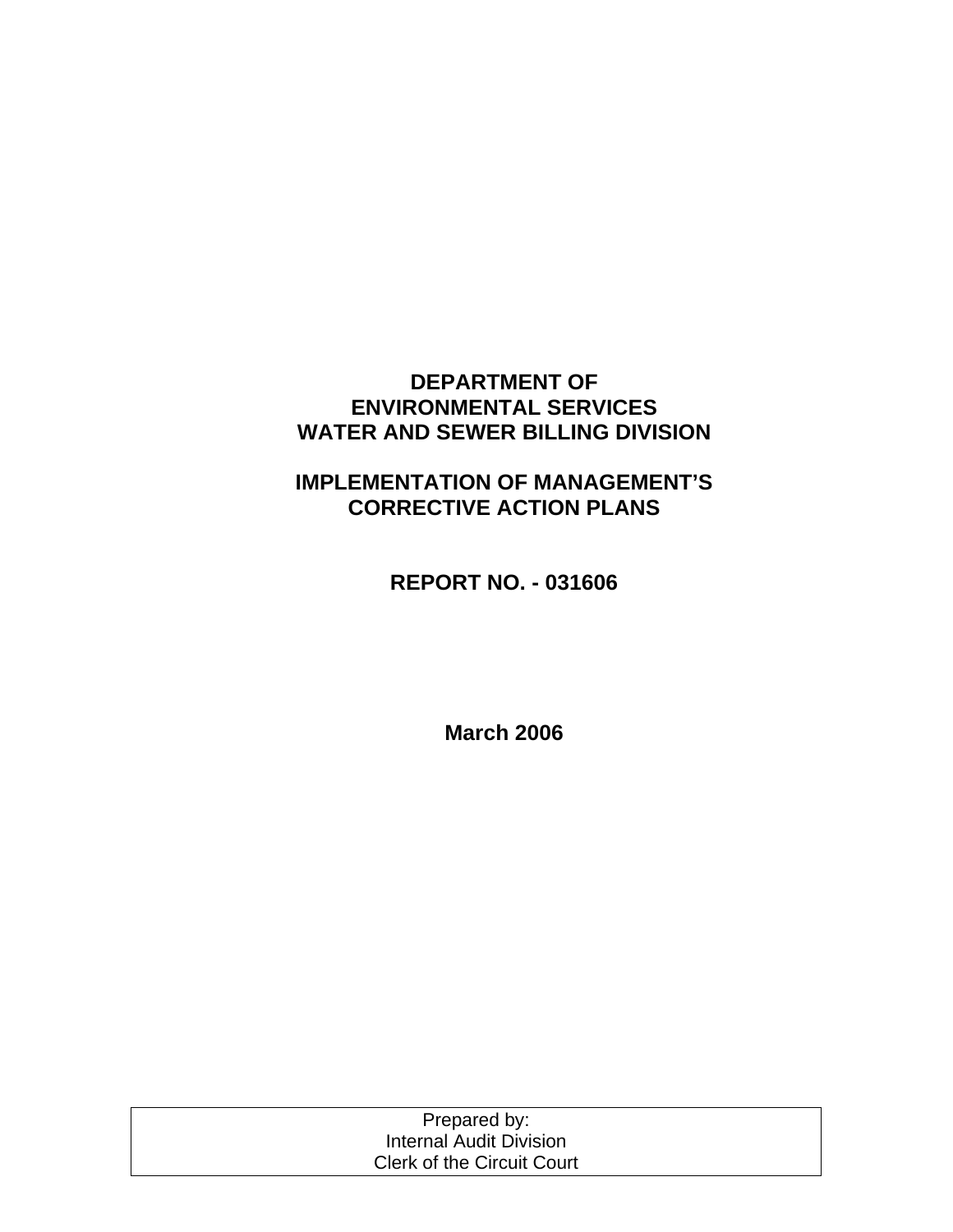# DEPARTMENT OF ENVIRONMENTAL SERVICES WATER AND SEWER BILLING DIVISION

## IMPLEMENTATION OF MANAGEMENT'S CORRECTIVE ACTION PLANS

**REPORT NO. - 031606**

**March 2006**

| Prepared by: |
|---|
| Internal Audit Division |
| Clerk of the Circuit Court |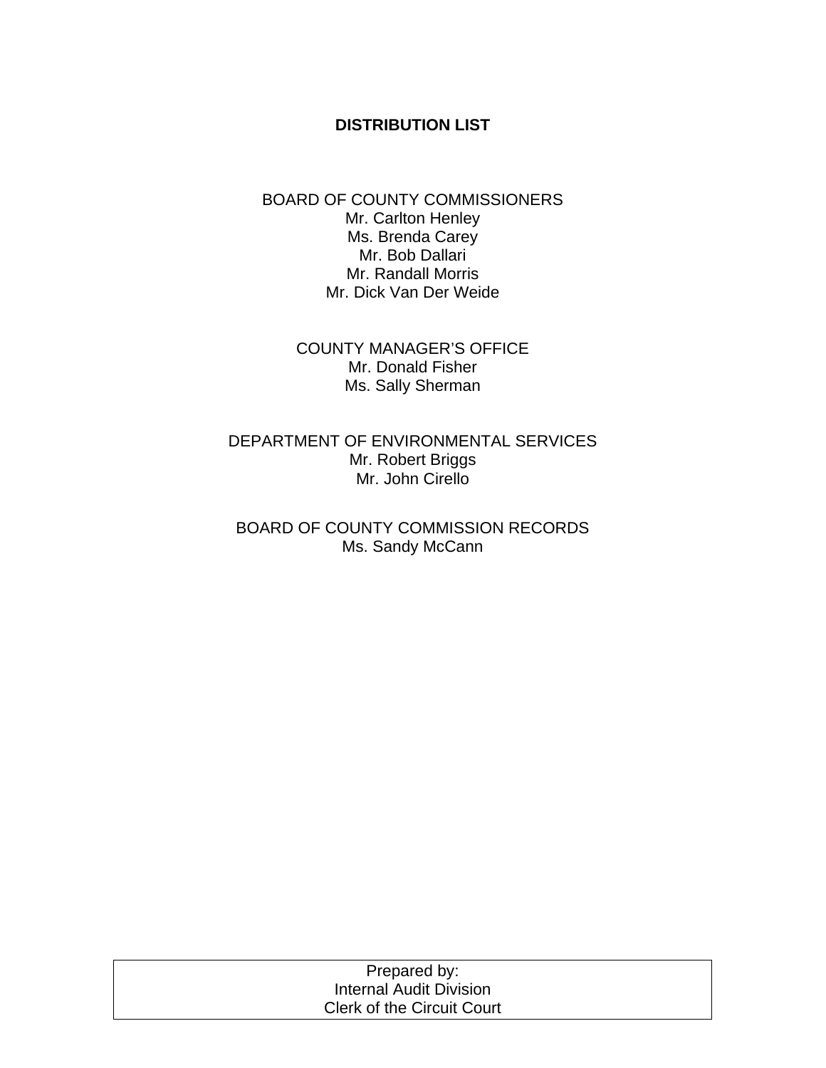## DISTRIBUTION LIST

BOARD OF COUNTY COMMISSIONERS
Mr. Carlton Henley
Ms. Brenda Carey
Mr. Bob Dallari
Mr. Randall Morris
Mr. Dick Van Der Weide

COUNTY MANAGER'S OFFICE
Mr. Donald Fisher
Ms. Sally Sherman

DEPARTMENT OF ENVIRONMENTAL SERVICES
Mr. Robert Briggs
Mr. John Cirello

BOARD OF COUNTY COMMISSION RECORDS
Ms. Sandy McCann

| Prepared by: Internal Audit Division Clerk of the Circuit Court |
| --- |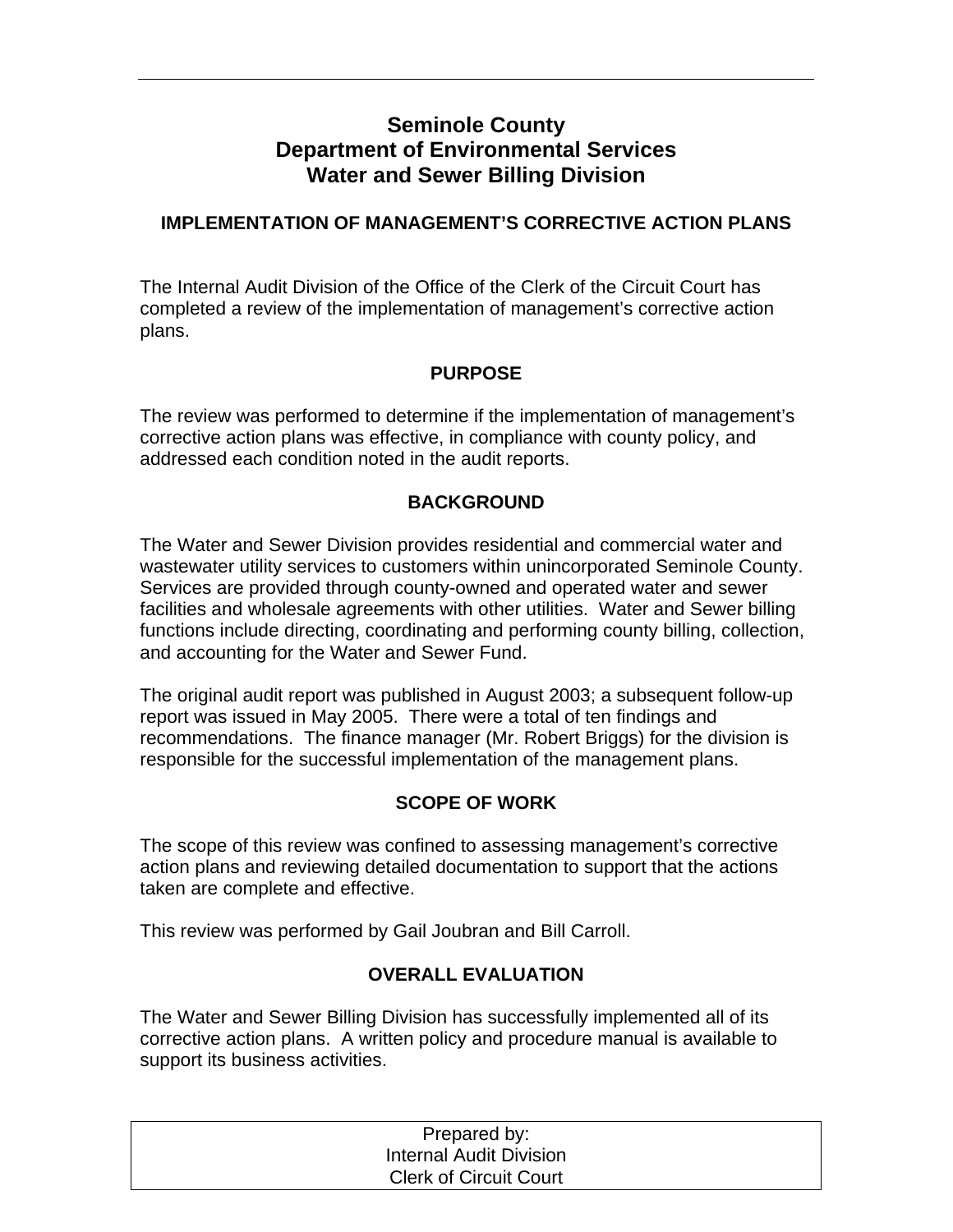# Seminole County
# Department of Environmental Services
# Water and Sewer Billing Division

### IMPLEMENTATION OF MANAGEMENT'S CORRECTIVE ACTION PLANS

The Internal Audit Division of the Office of the Clerk of the Circuit Court has completed a review of the implementation of management's corrective action plans.

## PURPOSE

The review was performed to determine if the implementation of management's corrective action plans was effective, in compliance with county policy, and addressed each condition noted in the audit reports.

## BACKGROUND

The Water and Sewer Division provides residential and commercial water and wastewater utility services to customers within unincorporated Seminole County. Services are provided through county-owned and operated water and sewer facilities and wholesale agreements with other utilities. Water and Sewer billing functions include directing, coordinating and performing county billing, collection, and accounting for the Water and Sewer Fund.

The original audit report was published in August 2003; a subsequent follow-up report was issued in May 2005. There were a total of ten findings and recommendations. The finance manager (Mr. Robert Briggs) for the division is responsible for the successful implementation of the management plans.

## SCOPE OF WORK

The scope of this review was confined to assessing management's corrective action plans and reviewing detailed documentation to support that the actions taken are complete and effective.

This review was performed by Gail Joubran and Bill Carroll.

## OVERALL EVALUATION

The Water and Sewer Billing Division has successfully implemented all of its corrective action plans. A written policy and procedure manual is available to support its business activities.

Prepared by:
Internal Audit Division
Clerk of Circuit Court